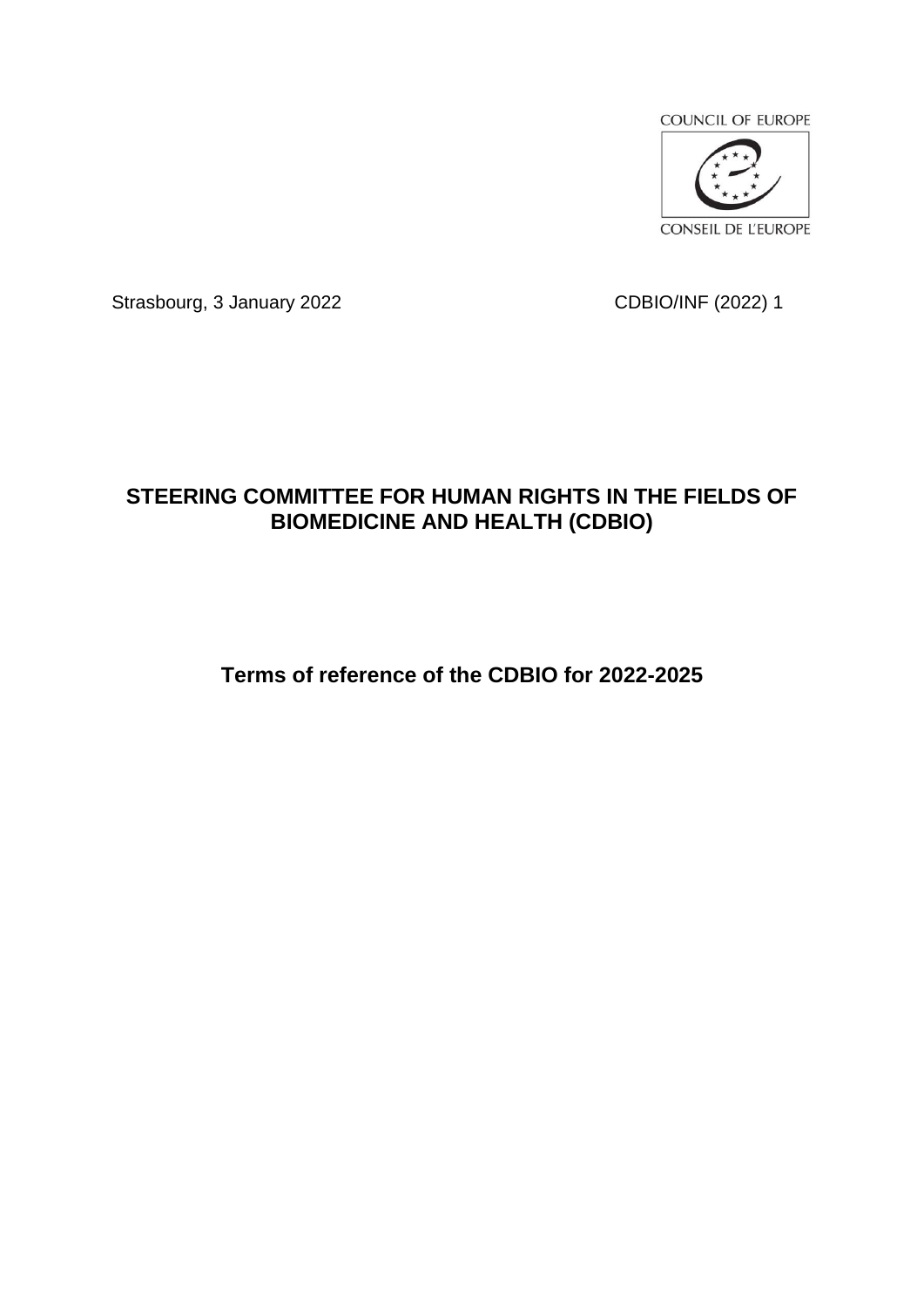COUNCIL OF EUROPE

CONSEIL DE L'EUROPE

Strasbourg, 3 January 2022 CDBIO/INF (2022) 1

# STEERING COMMITTEE FOR HUMAN RIGHTS IN THE FIELDS OF BIOMEDICINE AND HEALTH (CDBIO)

## Terms of reference of the CDBIO for 2022-2025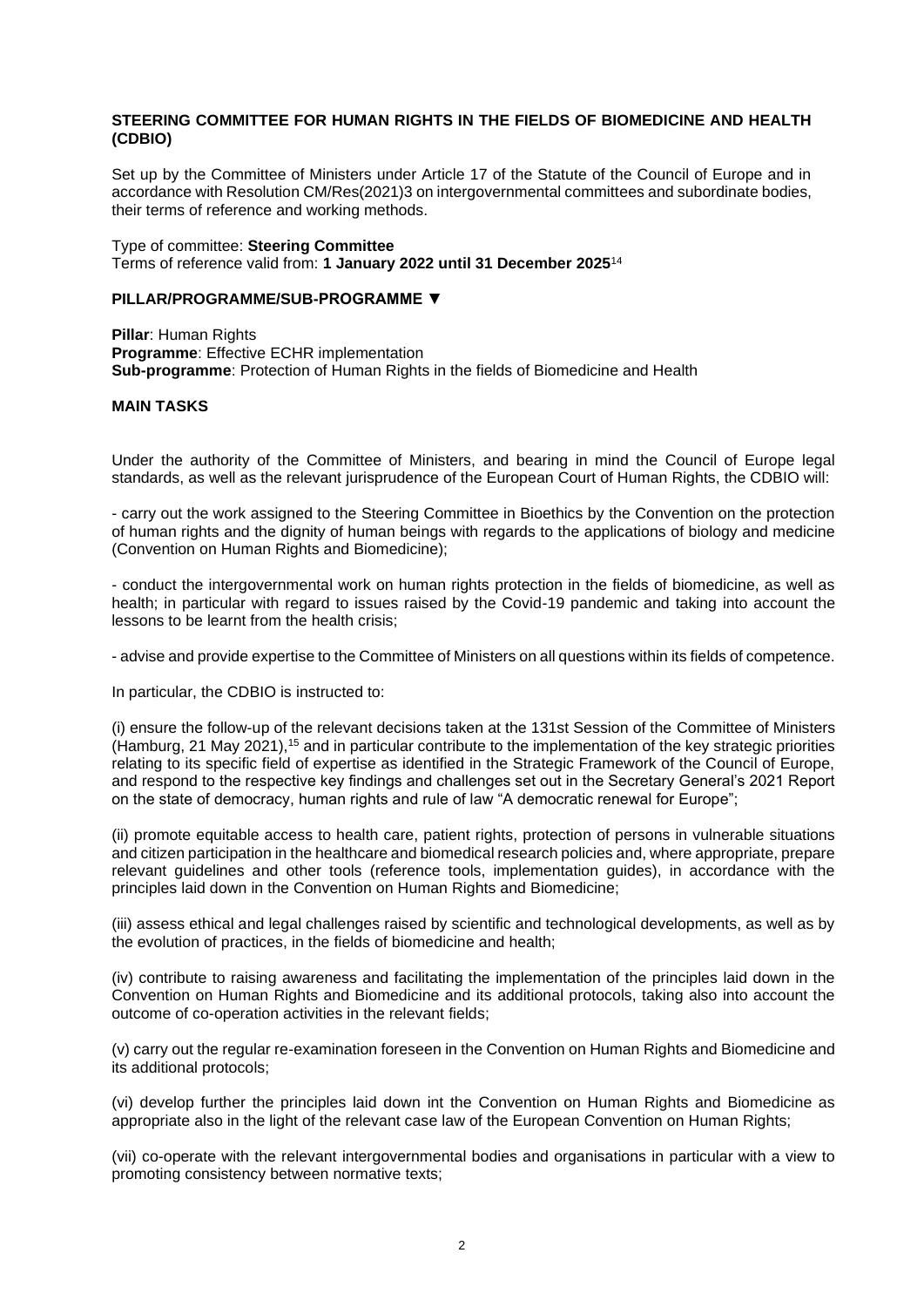## STEERING COMMITTEE FOR HUMAN RIGHTS IN THE FIELDS OF BIOMEDICINE AND HEALTH (CDBIO)

Set up by the Committee of Ministers under Article 17 of the Statute of the Council of Europe and in accordance with Resolution CM/Res(2021)3 on intergovernmental committees and subordinate bodies, their terms of reference and working methods.

Type of committee: **Steering Committee**
Terms of reference valid from: **1 January 2022 until 31 December 2025**[14]

### PILLAR/PROGRAMME/SUB-PROGRAMME ▼

**Pillar**: Human Rights
**Programme**: Effective ECHR implementation
**Sub-programme**: Protection of Human Rights in the fields of Biomedicine and Health

### MAIN TASKS

Under the authority of the Committee of Ministers, and bearing in mind the Council of Europe legal standards, as well as the relevant jurisprudence of the European Court of Human Rights, the CDBIO will:

- carry out the work assigned to the Steering Committee in Bioethics by the Convention on the protection of human rights and the dignity of human beings with regards to the applications of biology and medicine (Convention on Human Rights and Biomedicine);

- conduct the intergovernmental work on human rights protection in the fields of biomedicine, as well as health; in particular with regard to issues raised by the Covid-19 pandemic and taking into account the lessons to be learnt from the health crisis;

- advise and provide expertise to the Committee of Ministers on all questions within its fields of competence.

In particular, the CDBIO is instructed to:

(i) ensure the follow-up of the relevant decisions taken at the 131st Session of the Committee of Ministers (Hamburg, 21 May 2021),[15] and in particular contribute to the implementation of the key strategic priorities relating to its specific field of expertise as identified in the Strategic Framework of the Council of Europe, and respond to the respective key findings and challenges set out in the Secretary General's 2021 Report on the state of democracy, human rights and rule of law "A democratic renewal for Europe";

(ii) promote equitable access to health care, patient rights, protection of persons in vulnerable situations and citizen participation in the healthcare and biomedical research policies and, where appropriate, prepare relevant guidelines and other tools (reference tools, implementation guides), in accordance with the principles laid down in the Convention on Human Rights and Biomedicine;

(iii) assess ethical and legal challenges raised by scientific and technological developments, as well as by the evolution of practices, in the fields of biomedicine and health;

(iv) contribute to raising awareness and facilitating the implementation of the principles laid down in the Convention on Human Rights and Biomedicine and its additional protocols, taking also into account the outcome of co-operation activities in the relevant fields;

(v) carry out the regular re-examination foreseen in the Convention on Human Rights and Biomedicine and its additional protocols;

(vi) develop further the principles laid down int the Convention on Human Rights and Biomedicine as appropriate also in the light of the relevant case law of the European Convention on Human Rights;

(vii) co-operate with the relevant intergovernmental bodies and organisations in particular with a view to promoting consistency between normative texts;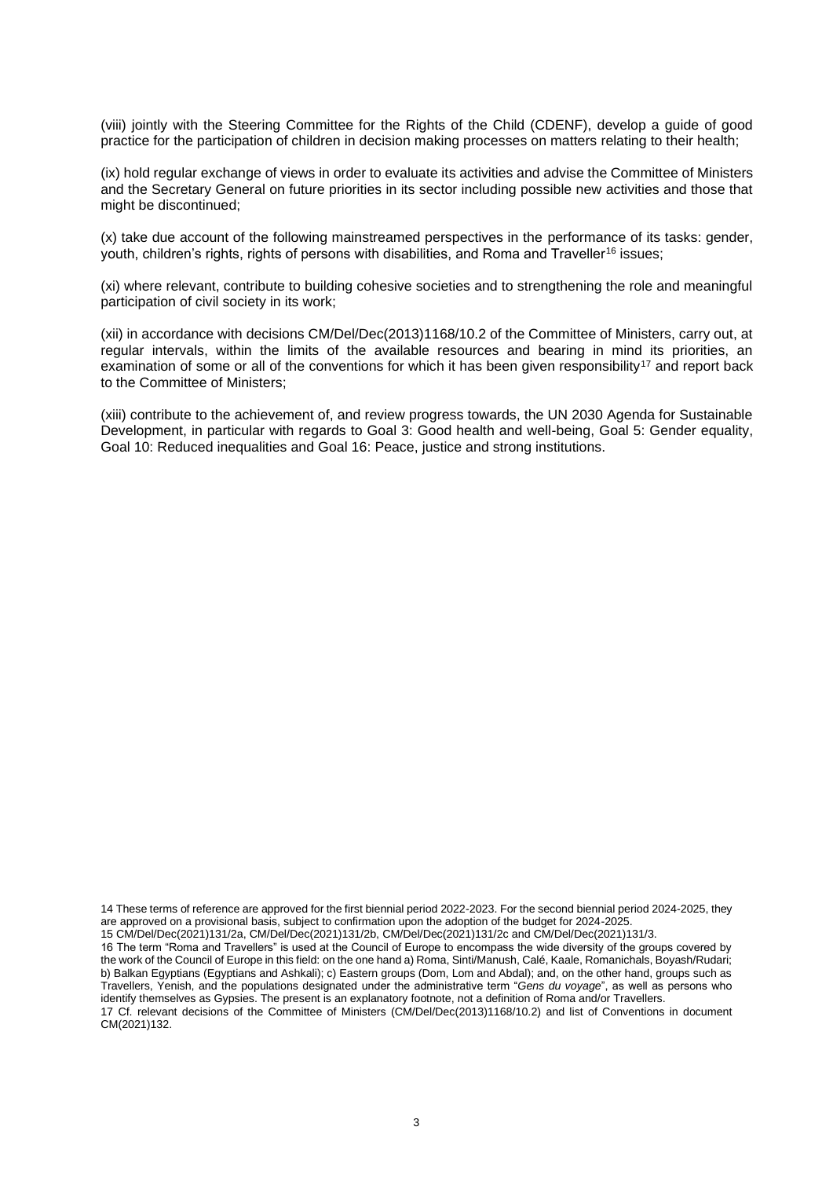(viii) jointly with the Steering Committee for the Rights of the Child (CDENF), develop a guide of good practice for the participation of children in decision making processes on matters relating to their health;

(ix) hold regular exchange of views in order to evaluate its activities and advise the Committee of Ministers and the Secretary General on future priorities in its sector including possible new activities and those that might be discontinued;

(x) take due account of the following mainstreamed perspectives in the performance of its tasks: gender, youth, children's rights, rights of persons with disabilities, and Roma and Traveller[16] issues;

(xi) where relevant, contribute to building cohesive societies and to strengthening the role and meaningful participation of civil society in its work;

(xii) in accordance with decisions CM/Del/Dec(2013)1168/10.2 of the Committee of Ministers, carry out, at regular intervals, within the limits of the available resources and bearing in mind its priorities, an examination of some or all of the conventions for which it has been given responsibility[17] and report back to the Committee of Ministers;

(xiii) contribute to the achievement of, and review progress towards, the UN 2030 Agenda for Sustainable Development, in particular with regards to Goal 3: Good health and well-being, Goal 5: Gender equality, Goal 10: Reduced inequalities and Goal 16: Peace, justice and strong institutions.

14 These terms of reference are approved for the first biennial period 2022-2023. For the second biennial period 2024-2025, they are approved on a provisional basis, subject to confirmation upon the adoption of the budget for 2024-2025.

15 CM/Del/Dec(2021)131/2a, CM/Del/Dec(2021)131/2b, CM/Del/Dec(2021)131/2c and CM/Del/Dec(2021)131/3.

16 The term "Roma and Travellers" is used at the Council of Europe to encompass the wide diversity of the groups covered by the work of the Council of Europe in this field: on the one hand a) Roma, Sinti/Manush, Calé, Kaale, Romanichals, Boyash/Rudari; b) Balkan Egyptians (Egyptians and Ashkali); c) Eastern groups (Dom, Lom and Abdal); and, on the other hand, groups such as Travellers, Yenish, and the populations designated under the administrative term "*Gens du voyage*", as well as persons who identify themselves as Gypsies. The present is an explanatory footnote, not a definition of Roma and/or Travellers.

17 Cf. relevant decisions of the Committee of Ministers (CM/Del/Dec(2013)1168/10.2) and list of Conventions in document CM(2021)132.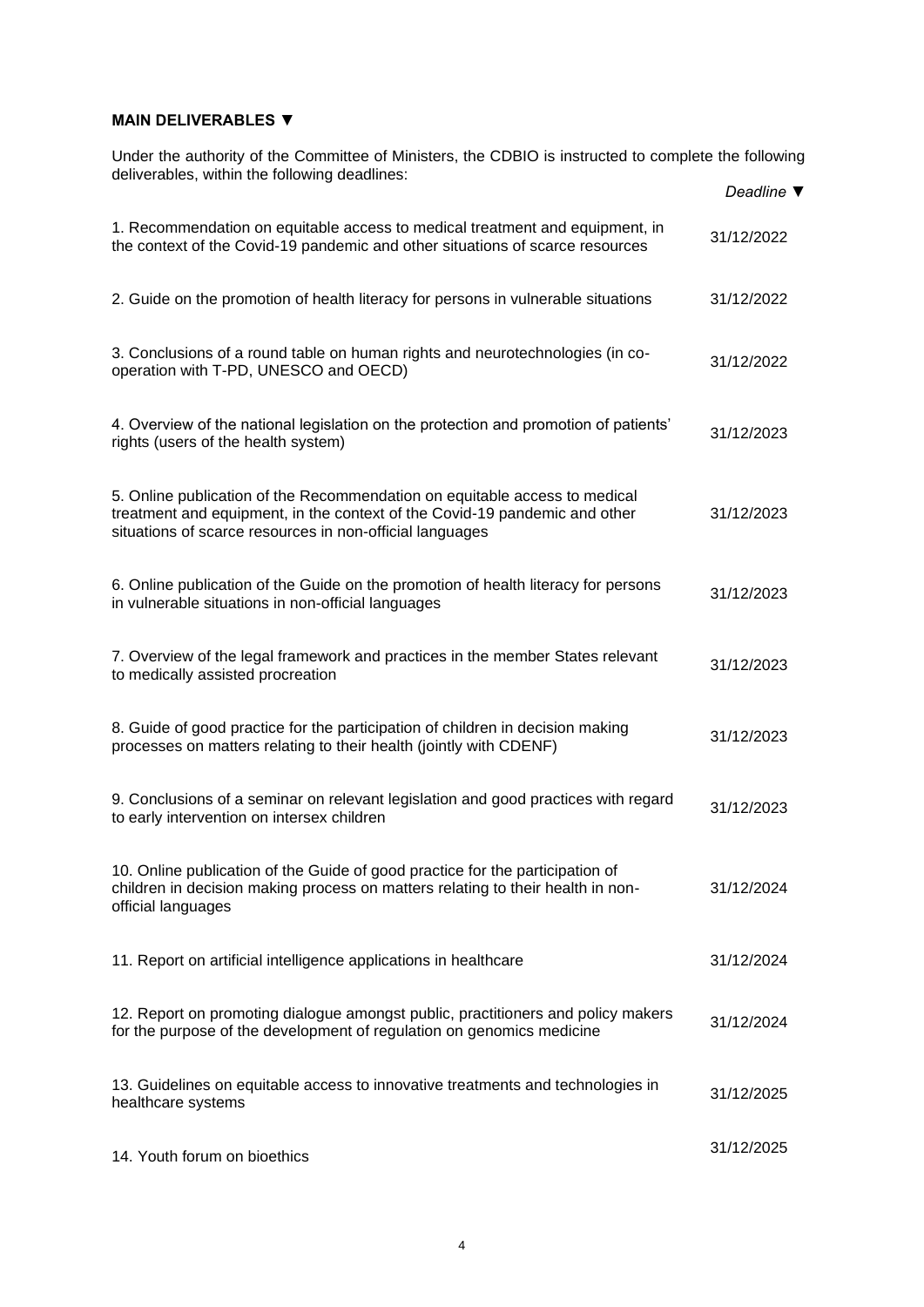**MAIN DELIVERABLES ▼**

Under the authority of the Committee of Ministers, the CDBIO is instructed to complete the following deliverables, within the following deadlines:

| | *Deadline ▼* |
|---|---|
| 1. Recommendation on equitable access to medical treatment and equipment, in the context of the Covid-19 pandemic and other situations of scarce resources | 31/12/2022 |
| 2. Guide on the promotion of health literacy for persons in vulnerable situations | 31/12/2022 |
| 3. Conclusions of a round table on human rights and neurotechnologies (in co-operation with T-PD, UNESCO and OECD) | 31/12/2022 |
| 4. Overview of the national legislation on the protection and promotion of patients' rights (users of the health system) | 31/12/2023 |
| 5. Online publication of the Recommendation on equitable access to medical treatment and equipment, in the context of the Covid-19 pandemic and other situations of scarce resources in non-official languages | 31/12/2023 |
| 6. Online publication of the Guide on the promotion of health literacy for persons in vulnerable situations in non-official languages | 31/12/2023 |
| 7. Overview of the legal framework and practices in the member States relevant to medically assisted procreation | 31/12/2023 |
| 8. Guide of good practice for the participation of children in decision making processes on matters relating to their health (jointly with CDENF) | 31/12/2023 |
| 9. Conclusions of a seminar on relevant legislation and good practices with regard to early intervention on intersex children | 31/12/2023 |
| 10. Online publication of the Guide of good practice for the participation of children in decision making process on matters relating to their health in non-official languages | 31/12/2024 |
| 11. Report on artificial intelligence applications in healthcare | 31/12/2024 |
| 12. Report on promoting dialogue amongst public, practitioners and policy makers for the purpose of the development of regulation on genomics medicine | 31/12/2024 |
| 13. Guidelines on equitable access to innovative treatments and technologies in healthcare systems | 31/12/2025 |
| 14. Youth forum on bioethics | 31/12/2025 |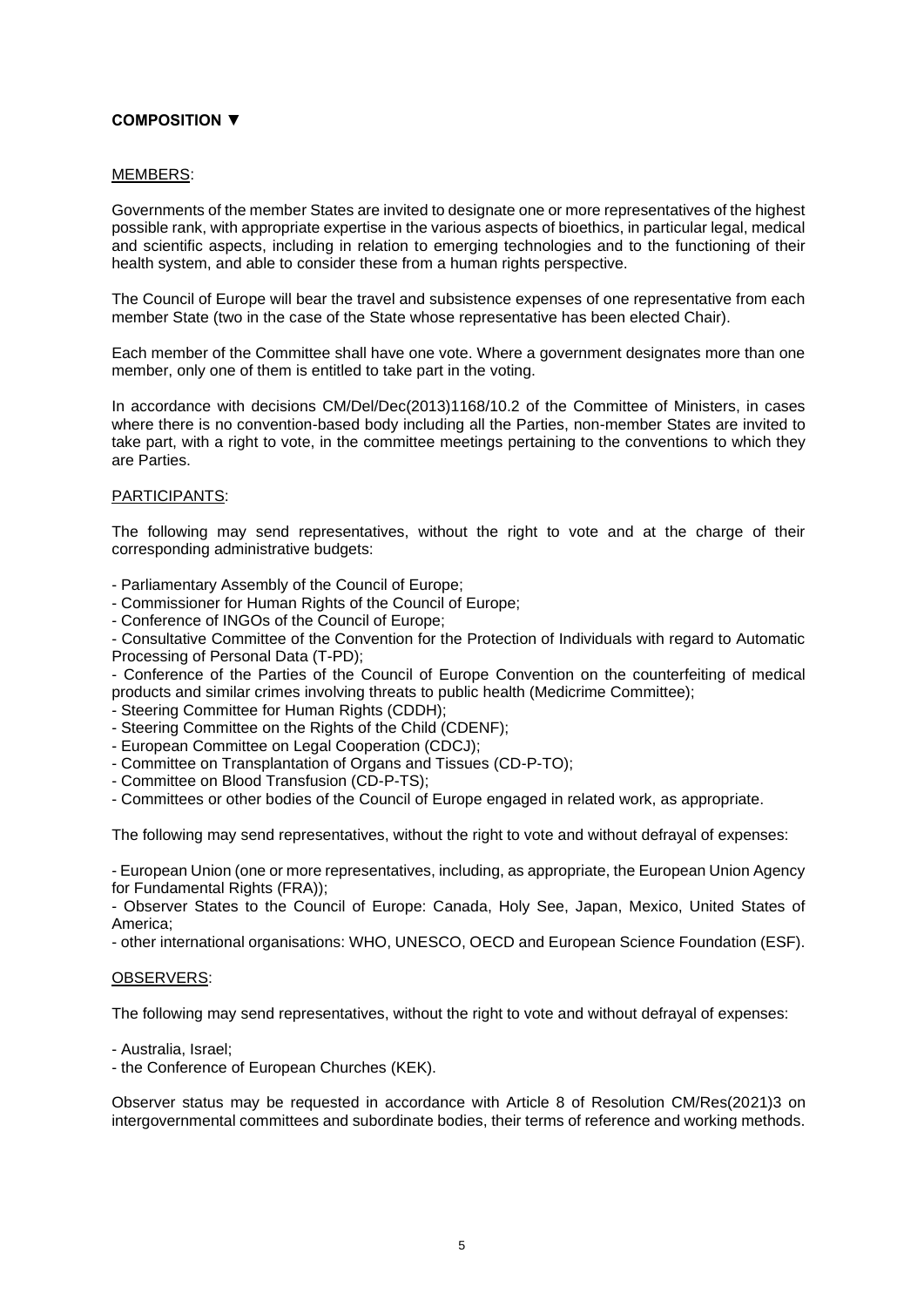**COMPOSITION ▼**

MEMBERS:

Governments of the member States are invited to designate one or more representatives of the highest possible rank, with appropriate expertise in the various aspects of bioethics, in particular legal, medical and scientific aspects, including in relation to emerging technologies and to the functioning of their health system, and able to consider these from a human rights perspective.

The Council of Europe will bear the travel and subsistence expenses of one representative from each member State (two in the case of the State whose representative has been elected Chair).

Each member of the Committee shall have one vote. Where a government designates more than one member, only one of them is entitled to take part in the voting.

In accordance with decisions CM/Del/Dec(2013)1168/10.2 of the Committee of Ministers, in cases where there is no convention-based body including all the Parties, non-member States are invited to take part, with a right to vote, in the committee meetings pertaining to the conventions to which they are Parties.

PARTICIPANTS:

The following may send representatives, without the right to vote and at the charge of their corresponding administrative budgets:

- Parliamentary Assembly of the Council of Europe;
- Commissioner for Human Rights of the Council of Europe;
- Conference of INGOs of the Council of Europe;
- Consultative Committee of the Convention for the Protection of Individuals with regard to Automatic Processing of Personal Data (T-PD);
- Conference of the Parties of the Council of Europe Convention on the counterfeiting of medical products and similar crimes involving threats to public health (Medicrime Committee);
- Steering Committee for Human Rights (CDDH);
- Steering Committee on the Rights of the Child (CDENF);
- European Committee on Legal Cooperation (CDCJ);
- Committee on Transplantation of Organs and Tissues (CD-P-TO);
- Committee on Blood Transfusion (CD-P-TS);
- Committees or other bodies of the Council of Europe engaged in related work, as appropriate.

The following may send representatives, without the right to vote and without defrayal of expenses:

- European Union (one or more representatives, including, as appropriate, the European Union Agency for Fundamental Rights (FRA));
- Observer States to the Council of Europe: Canada, Holy See, Japan, Mexico, United States of America;
- other international organisations: WHO, UNESCO, OECD and European Science Foundation (ESF).

OBSERVERS:

The following may send representatives, without the right to vote and without defrayal of expenses:

- Australia, Israel;
- the Conference of European Churches (KEK).

Observer status may be requested in accordance with Article 8 of Resolution CM/Res(2021)3 on intergovernmental committees and subordinate bodies, their terms of reference and working methods.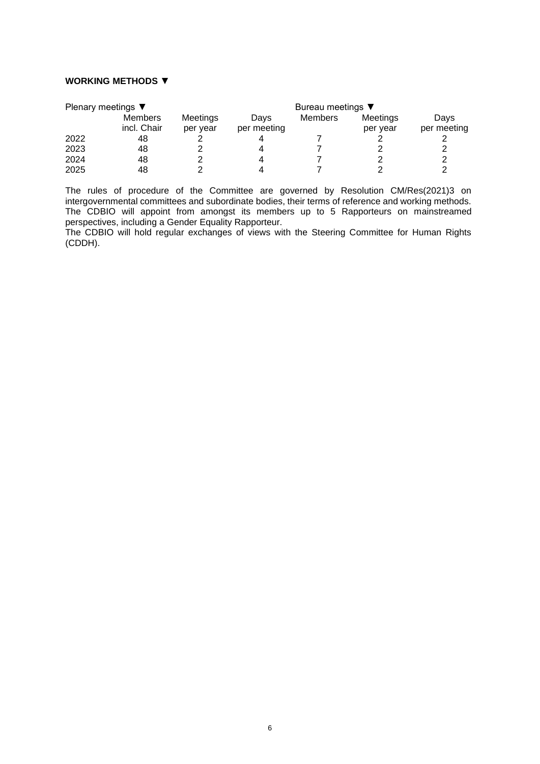**WORKING METHODS ▼**

| Plenary meetings ▼ | | | | Bureau meetings ▼ | | |
|---|---|---|---|---|---|---|
| | Members incl. Chair | Meetings per year | Days per meeting | Members | Meetings per year | Days per meeting |
| 2022 | 48 | 2 | 4 | 7 | 2 | 2 |
| 2023 | 48 | 2 | 4 | 7 | 2 | 2 |
| 2024 | 48 | 2 | 4 | 7 | 2 | 2 |
| 2025 | 48 | 2 | 4 | 7 | 2 | 2 |

The rules of procedure of the Committee are governed by Resolution CM/Res(2021)3 on intergovernmental committees and subordinate bodies, their terms of reference and working methods.
The CDBIO will appoint from amongst its members up to 5 Rapporteurs on mainstreamed perspectives, including a Gender Equality Rapporteur.
The CDBIO will hold regular exchanges of views with the Steering Committee for Human Rights (CDDH).